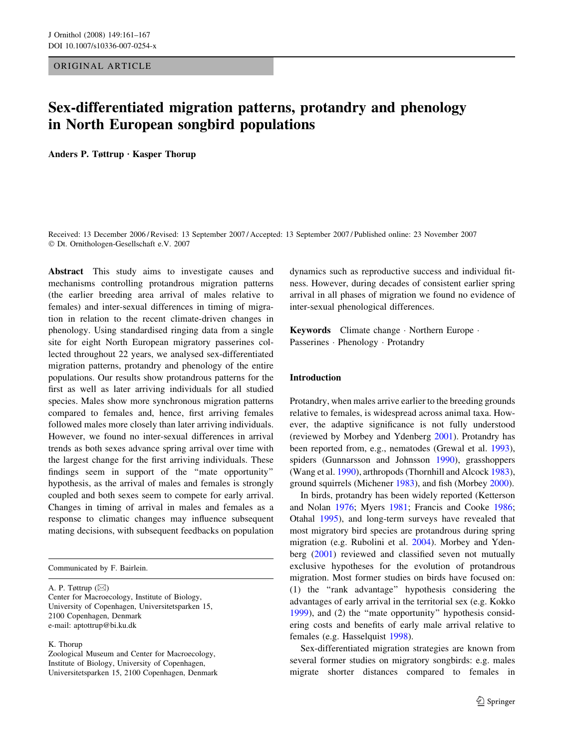ORIGINAL ARTICLE

# Sex-differentiated migration patterns, protandry and phenology in North European songbird populations

**Anders P. Tøttrup · Kasper Thorup**

Received: 13 December 2006 / Revised: 13 September 2007 / Accepted: 13 September 2007 / Published online: 23 November 2007
© Dt. Ornithologen-Gesellschaft e.V. 2007

**Abstract** This study aims to investigate causes and mechanisms controlling protandrous migration patterns (the earlier breeding area arrival of males relative to females) and inter-sexual differences in timing of migration in relation to the recent climate-driven changes in phenology. Using standardised ringing data from a single site for eight North European migratory passerines collected throughout 22 years, we analysed sex-differentiated migration patterns, protandry and phenology of the entire populations. Our results show protandrous patterns for the first as well as later arriving individuals for all studied species. Males show more synchronous migration patterns compared to females and, hence, first arriving females followed males more closely than later arriving individuals. However, we found no inter-sexual differences in arrival trends as both sexes advance spring arrival over time with the largest change for the first arriving individuals. These findings seem in support of the "mate opportunity" hypothesis, as the arrival of males and females is strongly coupled and both sexes seem to compete for early arrival. Changes in timing of arrival in males and females as a response to climatic changes may influence subsequent mating decisions, with subsequent feedbacks on population dynamics such as reproductive success and individual fitness. However, during decades of consistent earlier spring arrival in all phases of migration we found no evidence of inter-sexual phenological differences.

**Keywords** Climate change · Northern Europe · Passerines · Phenology · Protandry

Communicated by F. Bairlein.

A. P. Tøttrup (✉)
Center for Macroecology, Institute of Biology, University of Copenhagen, Universitetsparken 15, 2100 Copenhagen, Denmark
e-mail: aptottrup@bi.ku.dk

K. Thorup
Zoological Museum and Center for Macroecology, Institute of Biology, University of Copenhagen, Universitetsparken 15, 2100 Copenhagen, Denmark

## Introduction

Protandry, when males arrive earlier to the breeding grounds relative to females, is widespread across animal taxa. However, the adaptive significance is not fully understood (reviewed by Morbey and Ydenberg 2001). Protandry has been reported from, e.g., nematodes (Grewal et al. 1993), spiders (Gunnarsson and Johnsson 1990), grasshoppers (Wang et al. 1990), arthropods (Thornhill and Alcock 1983), ground squirrels (Michener 1983), and fish (Morbey 2000).

In birds, protandry has been widely reported (Ketterson and Nolan 1976; Myers 1981; Francis and Cooke 1986; Otahal 1995), and long-term surveys have revealed that most migratory bird species are protandrous during spring migration (e.g. Rubolini et al. 2004). Morbey and Ydenberg (2001) reviewed and classified seven not mutually exclusive hypotheses for the evolution of protandrous migration. Most former studies on birds have focused on: (1) the "rank advantage" hypothesis considering the advantages of early arrival in the territorial sex (e.g. Kokko 1999), and (2) the "mate opportunity" hypothesis considering costs and benefits of early male arrival relative to females (e.g. Hasselquist 1998).

Sex-differentiated migration strategies are known from several former studies on migratory songbirds: e.g. males migrate shorter distances compared to females in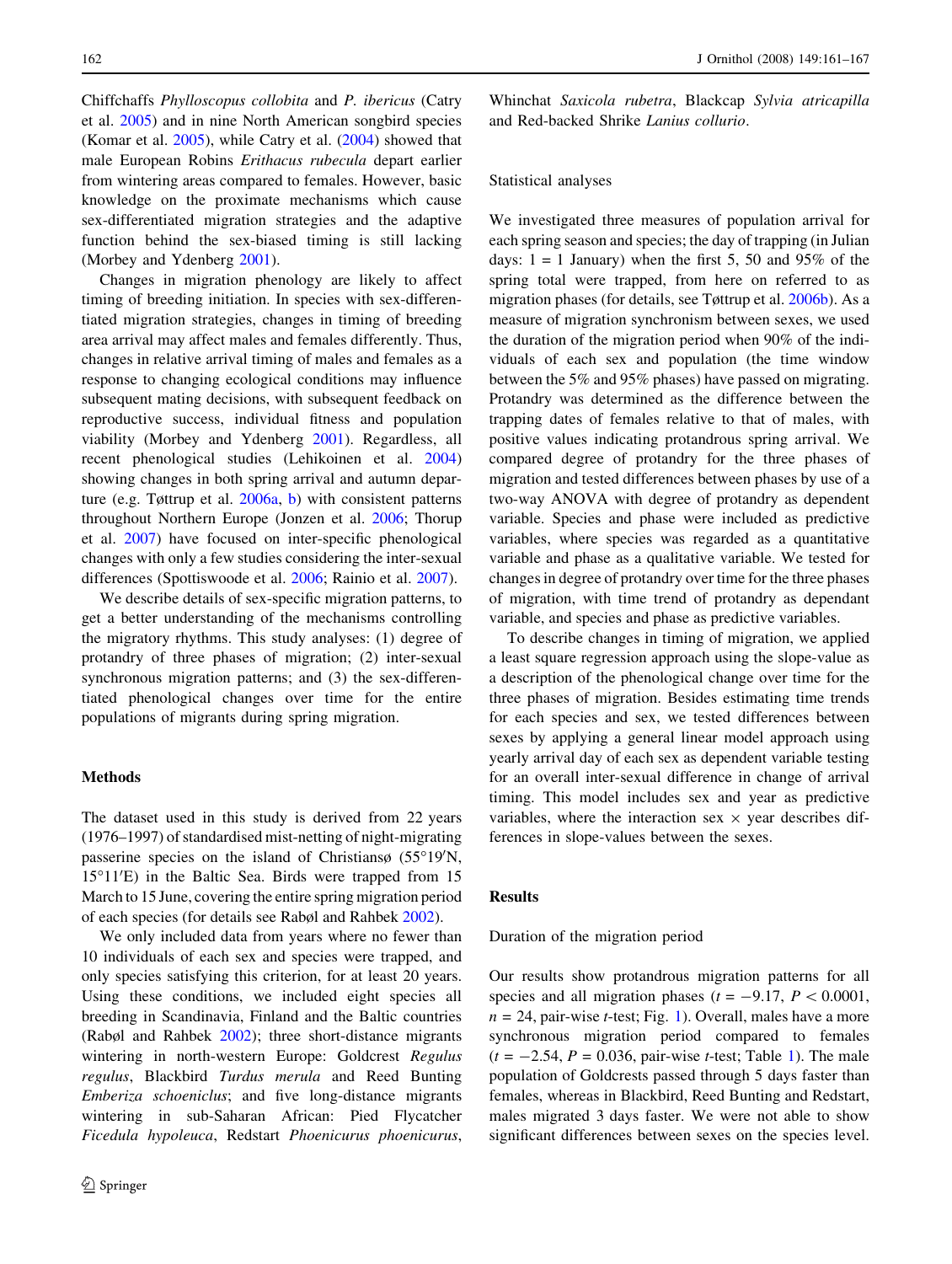Chiffchaffs *Phylloscopus collobita* and *P. ibericus* (Catry et al. 2005) and in nine North American songbird species (Komar et al. 2005), while Catry et al. (2004) showed that male European Robins *Erithacus rubecula* depart earlier from wintering areas compared to females. However, basic knowledge on the proximate mechanisms which cause sex-differentiated migration strategies and the adaptive function behind the sex-biased timing is still lacking (Morbey and Ydenberg 2001).

Changes in migration phenology are likely to affect timing of breeding initiation. In species with sex-differentiated migration strategies, changes in timing of breeding area arrival may affect males and females differently. Thus, changes in relative arrival timing of males and females as a response to changing ecological conditions may influence subsequent mating decisions, with subsequent feedback on reproductive success, individual fitness and population viability (Morbey and Ydenberg 2001). Regardless, all recent phenological studies (Lehikoinen et al. 2004) showing changes in both spring arrival and autumn departure (e.g. Tøttrup et al. 2006a, b) with consistent patterns throughout Northern Europe (Jonzen et al. 2006; Thorup et al. 2007) have focused on inter-specific phenological changes with only a few studies considering the inter-sexual differences (Spottiswoode et al. 2006; Rainio et al. 2007).

We describe details of sex-specific migration patterns, to get a better understanding of the mechanisms controlling the migratory rhythms. This study analyses: (1) degree of protandry of three phases of migration; (2) inter-sexual synchronous migration patterns; and (3) the sex-differentiated phenological changes over time for the entire populations of migrants during spring migration.

## Methods

The dataset used in this study is derived from 22 years (1976–1997) of standardised mist-netting of night-migrating passerine species on the island of Christiansø (55°19′N, 15°11′E) in the Baltic Sea. Birds were trapped from 15 March to 15 June, covering the entire spring migration period of each species (for details see Rabøl and Rahbek 2002).

We only included data from years where no fewer than 10 individuals of each sex and species were trapped, and only species satisfying this criterion, for at least 20 years. Using these conditions, we included eight species all breeding in Scandinavia, Finland and the Baltic countries (Rabøl and Rahbek 2002); three short-distance migrants wintering in north-western Europe: Goldcrest *Regulus regulus*, Blackbird *Turdus merula* and Reed Bunting *Emberiza schoeniclus*; and five long-distance migrants wintering in sub-Saharan African: Pied Flycatcher *Ficedula hypoleuca*, Redstart *Phoenicurus phoenicurus*, Whinchat *Saxicola rubetra*, Blackcap *Sylvia atricapilla* and Red-backed Shrike *Lanius collurio*.

### Statistical analyses

We investigated three measures of population arrival for each spring season and species; the day of trapping (in Julian days: 1 = 1 January) when the first 5, 50 and 95% of the spring total were trapped, from here on referred to as migration phases (for details, see Tøttrup et al. 2006b). As a measure of migration synchronism between sexes, we used the duration of the migration period when 90% of the individuals of each sex and population (the time window between the 5% and 95% phases) have passed on migrating. Protandry was determined as the difference between the trapping dates of females relative to that of males, with positive values indicating protandrous spring arrival. We compared degree of protandry for the three phases of migration and tested differences between phases by use of a two-way ANOVA with degree of protandry as dependent variable. Species and phase were included as predictive variables, where species was regarded as a quantitative variable and phase as a qualitative variable. We tested for changes in degree of protandry over time for the three phases of migration, with time trend of protandry as dependant variable, and species and phase as predictive variables.

To describe changes in timing of migration, we applied a least square regression approach using the slope-value as a description of the phenological change over time for the three phases of migration. Besides estimating time trends for each species and sex, we tested differences between sexes by applying a general linear model approach using yearly arrival day of each sex as dependent variable testing for an overall inter-sexual difference in change of arrival timing. This model includes sex and year as predictive variables, where the interaction sex × year describes differences in slope-values between the sexes.

## Results

### Duration of the migration period

Our results show protandrous migration patterns for all species and all migration phases ($t = -9.17$, $P < 0.0001$, $n = 24$, pair-wise $t$-test; Fig. 1). Overall, males have a more synchronous migration period compared to females ($t = -2.54$, $P = 0.036$, pair-wise $t$-test; Table 1). The male population of Goldcrests passed through 5 days faster than females, whereas in Blackbird, Reed Bunting and Redstart, males migrated 3 days faster. We were not able to show significant differences between sexes on the species level.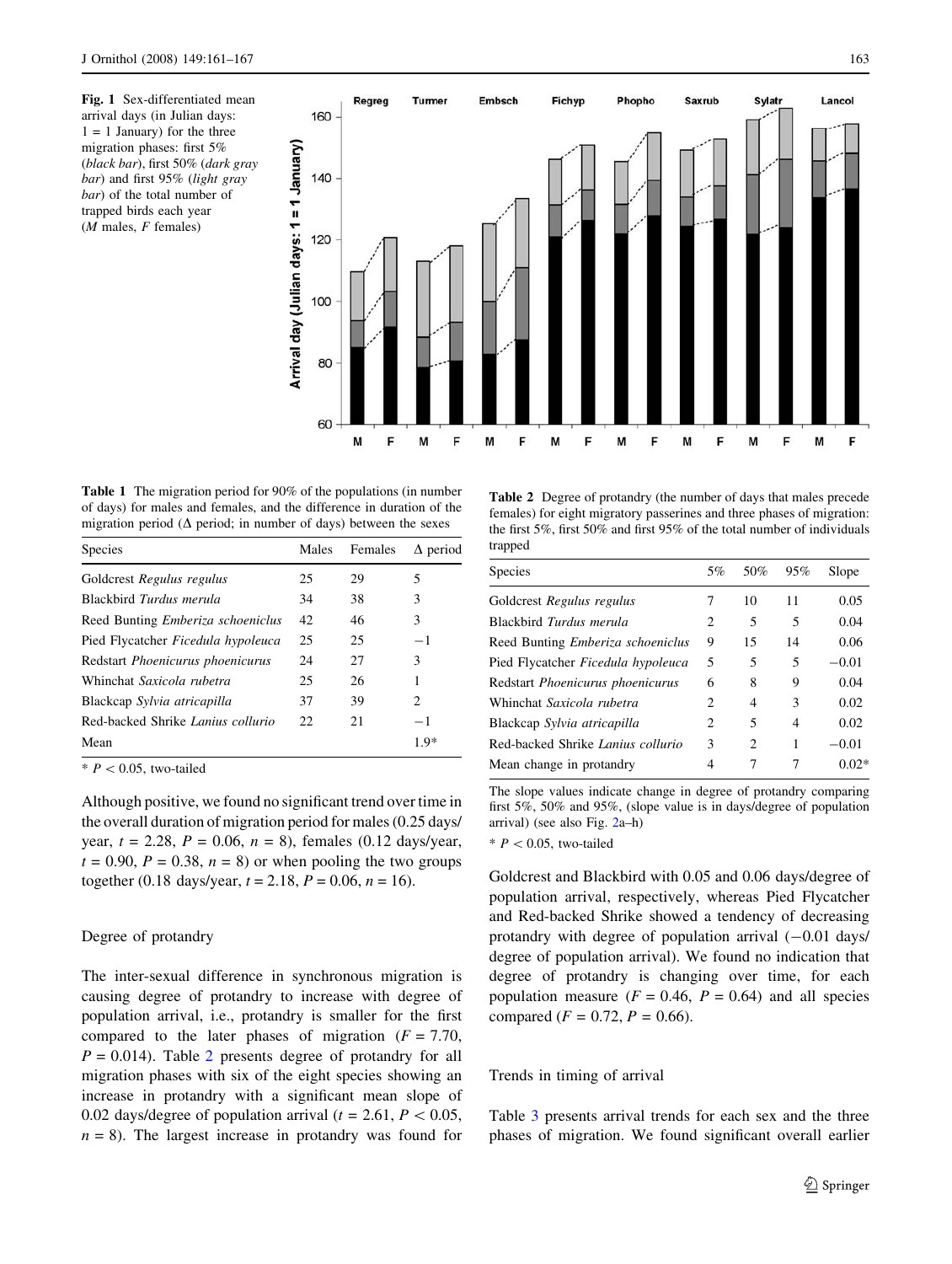**Fig. 1** Sex-differentiated mean arrival days (in Julian days: 1 = 1 January) for the three migration phases: first 5% (*black bar*), first 50% (*dark gray bar*) and first 95% (*light gray bar*) of the total number of trapped birds each year (*M* males, *F* females)

**Table 1** The migration period for 90% of the populations (in number of days) for males and females, and the difference in duration of the migration period (Δ period; in number of days) between the sexes

| Species | Males | Females | Δ period |
|---|---|---|---|
| Goldcrest *Regulus regulus* | 25 | 29 | 5 |
| Blackbird *Turdus merula* | 34 | 38 | 3 |
| Reed Bunting *Emberiza schoeniclus* | 42 | 46 | 3 |
| Pied Flycatcher *Ficedula hypoleuca* | 25 | 25 | −1 |
| Redstart *Phoenicurus phoenicurus* | 24 | 27 | 3 |
| Whinchat *Saxicola rubetra* | 25 | 26 | 1 |
| Blackcap *Sylvia atricapilla* | 37 | 39 | 2 |
| Red-backed Shrike *Lanius collurio* | 22 | 21 | −1 |
| Mean | | | 1.9* |

* $P < 0.05$, two-tailed

Although positive, we found no significant trend over time in the overall duration of migration period for males (0.25 days/year, $t = 2.28$, $P = 0.06$, $n = 8$), females (0.12 days/year, $t = 0.90$, $P = 0.38$, $n = 8$) or when pooling the two groups together (0.18 days/year, $t = 2.18$, $P = 0.06$, $n = 16$).

## Degree of protandry

The inter-sexual difference in synchronous migration is causing degree of protandry to increase with degree of population arrival, i.e., protandry is smaller for the first compared to the later phases of migration ($F = 7.70$, $P = 0.014$). Table 2 presents degree of protandry for all migration phases with six of the eight species showing an increase in protandry with a significant mean slope of 0.02 days/degree of population arrival ($t = 2.61$, $P < 0.05$, $n = 8$). The largest increase in protandry was found for Goldcrest and Blackbird with 0.05 and 0.06 days/degree of population arrival, respectively, whereas Pied Flycatcher and Red-backed Shrike showed a tendency of decreasing protandry with degree of population arrival (−0.01 days/degree of population arrival). We found no indication that degree of protandry is changing over time, for each population measure ($F = 0.46$, $P = 0.64$) and all species compared ($F = 0.72$, $P = 0.66$).

**Table 2** Degree of protandry (the number of days that males precede females) for eight migratory passerines and three phases of migration: the first 5%, first 50% and first 95% of the total number of individuals trapped

| Species | 5% | 50% | 95% | Slope |
|---|---|---|---|---|
| Goldcrest *Regulus regulus* | 7 | 10 | 11 | 0.05 |
| Blackbird *Turdus merula* | 2 | 5 | 5 | 0.04 |
| Reed Bunting *Emberiza schoeniclus* | 9 | 15 | 14 | 0.06 |
| Pied Flycatcher *Ficedula hypoleuca* | 5 | 5 | 5 | −0.01 |
| Redstart *Phoenicurus phoenicurus* | 6 | 8 | 9 | 0.04 |
| Whinchat *Saxicola rubetra* | 2 | 4 | 3 | 0.02 |
| Blackcap *Sylvia atricapilla* | 2 | 5 | 4 | 0.02 |
| Red-backed Shrike *Lanius collurio* | 3 | 2 | 1 | −0.01 |
| Mean change in protandry | 4 | 7 | 7 | 0.02* |

The slope values indicate change in degree of protandry comparing first 5%, 50% and 95%, (slope value is in days/degree of population arrival) (see also Fig. 2a–h)

* $P < 0.05$, two-tailed

## Trends in timing of arrival

Table 3 presents arrival trends for each sex and the three phases of migration. We found significant overall earlier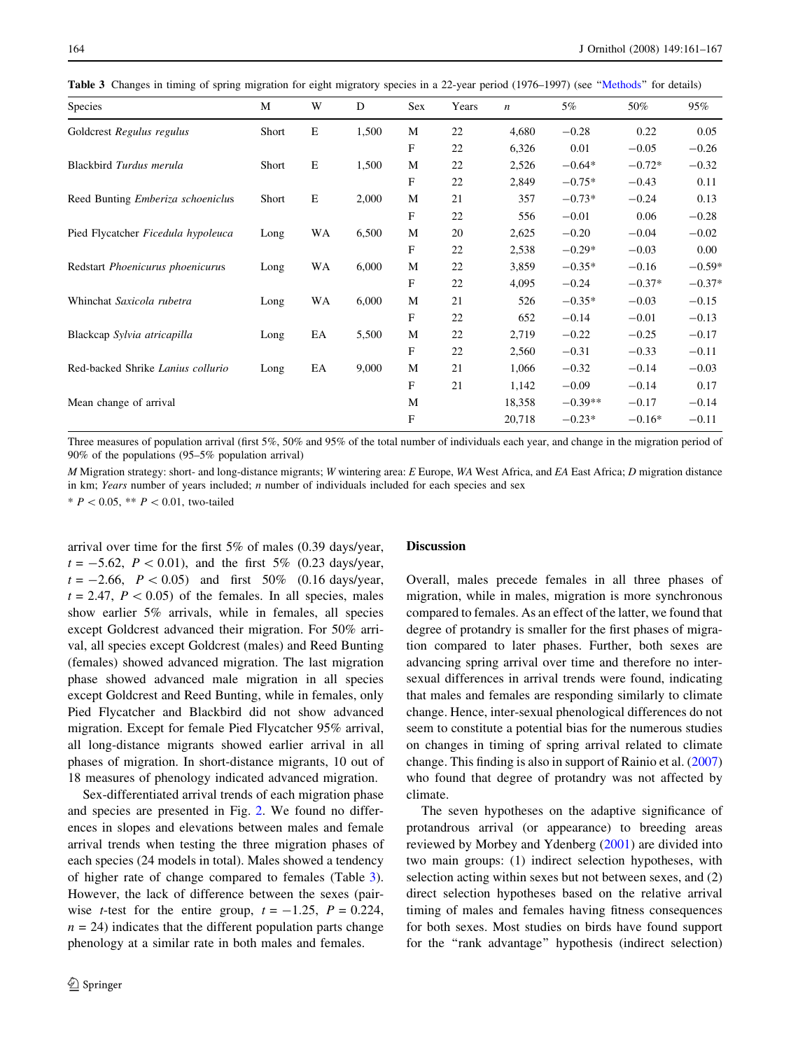**Table 3** Changes in timing of spring migration for eight migratory species in a 22-year period (1976–1997) (see "Methods" for details)

| Species | M | W | D | Sex | Years | *n* | 5% | 50% | 95% |
|---|---|---|---|---|---|---|---|---|---|
| Goldcrest *Regulus regulus* | Short | E | 1,500 | M | 22 | 4,680 | −0.28 | 0.22 | 0.05 |
| | | | | F | 22 | 6,326 | 0.01 | −0.05 | −0.26 |
| Blackbird *Turdus merula* | Short | E | 1,500 | M | 22 | 2,526 | −0.64* | −0.72* | −0.32 |
| | | | | F | 22 | 2,849 | −0.75* | −0.43 | 0.11 |
| Reed Bunting *Emberiza schoeniclus* | Short | E | 2,000 | M | 21 | 357 | −0.73* | −0.24 | 0.13 |
| | | | | F | 22 | 556 | −0.01 | 0.06 | −0.28 |
| Pied Flycatcher *Ficedula hypoleuca* | Long | WA | 6,500 | M | 20 | 2,625 | −0.20 | −0.04 | −0.02 |
| | | | | F | 22 | 2,538 | −0.29* | −0.03 | 0.00 |
| Redstart *Phoenicurus phoenicurus* | Long | WA | 6,000 | M | 22 | 3,859 | −0.35* | −0.16 | −0.59* |
| | | | | F | 22 | 4,095 | −0.24 | −0.37* | −0.37* |
| Whinchat *Saxicola rubetra* | Long | WA | 6,000 | M | 21 | 526 | −0.35* | −0.03 | −0.15 |
| | | | | F | 22 | 652 | −0.14 | −0.01 | −0.13 |
| Blackcap *Sylvia atricapilla* | Long | EA | 5,500 | M | 22 | 2,719 | −0.22 | −0.25 | −0.17 |
| | | | | F | 22 | 2,560 | −0.31 | −0.33 | −0.11 |
| Red-backed Shrike *Lanius collurio* | Long | EA | 9,000 | M | 21 | 1,066 | −0.32 | −0.14 | −0.03 |
| | | | | F | 21 | 1,142 | −0.09 | −0.14 | 0.17 |
| Mean change of arrival | | | | M | | 18,358 | −0.39** | −0.17 | −0.14 |
| | | | | F | | 20,718 | −0.23* | −0.16* | −0.11 |

Three measures of population arrival (first 5%, 50% and 95% of the total number of individuals each year, and change in the migration period of 90% of the populations (95–5% population arrival)

*M* Migration strategy: short- and long-distance migrants; *W* wintering area: *E* Europe, *WA* West Africa, and *EA* East Africa; *D* migration distance in km; *Years* number of years included; *n* number of individuals included for each species and sex

* $P < 0.05$, ** $P < 0.01$, two-tailed

arrival over time for the first 5% of males (0.39 days/year, $t = -5.62$, $P < 0.01$), and the first 5% (0.23 days/year, $t = -2.66$, $P < 0.05$) and first 50% (0.16 days/year, $t = 2.47$, $P < 0.05$) of the females. In all species, males show earlier 5% arrivals, while in females, all species except Goldcrest advanced their migration. For 50% arrival, all species except Goldcrest (males) and Reed Bunting (females) showed advanced migration. The last migration phase showed advanced male migration in all species except Goldcrest and Reed Bunting, while in females, only Pied Flycatcher and Blackbird did not show advanced migration. Except for female Pied Flycatcher 95% arrival, all long-distance migrants showed earlier arrival in all phases of migration. In short-distance migrants, 10 out of 18 measures of phenology indicated advanced migration.

Sex-differentiated arrival trends of each migration phase and species are presented in Fig. 2. We found no differences in slopes and elevations between males and female arrival trends when testing the three migration phases of each species (24 models in total). Males showed a tendency of higher rate of change compared to females (Table 3). However, the lack of difference between the sexes (pairwise *t*-test for the entire group, $t = -1.25$, $P = 0.224$, $n = 24$) indicates that the different population parts change phenology at a similar rate in both males and females.

## Discussion

Overall, males precede females in all three phases of migration, while in males, migration is more synchronous compared to females. As an effect of the latter, we found that degree of protandry is smaller for the first phases of migration compared to later phases. Further, both sexes are advancing spring arrival over time and therefore no inter-sexual differences in arrival trends were found, indicating that males and females are responding similarly to climate change. Hence, inter-sexual phenological differences do not seem to constitute a potential bias for the numerous studies on changes in timing of spring arrival related to climate change. This finding is also in support of Rainio et al. (2007) who found that degree of protandry was not affected by climate.

The seven hypotheses on the adaptive significance of protandrous arrival (or appearance) to breeding areas reviewed by Morbey and Ydenberg (2001) are divided into two main groups: (1) indirect selection hypotheses, with selection acting within sexes but not between sexes, and (2) direct selection hypotheses based on the relative arrival timing of males and females having fitness consequences for both sexes. Most studies on birds have found support for the "rank advantage" hypothesis (indirect selection)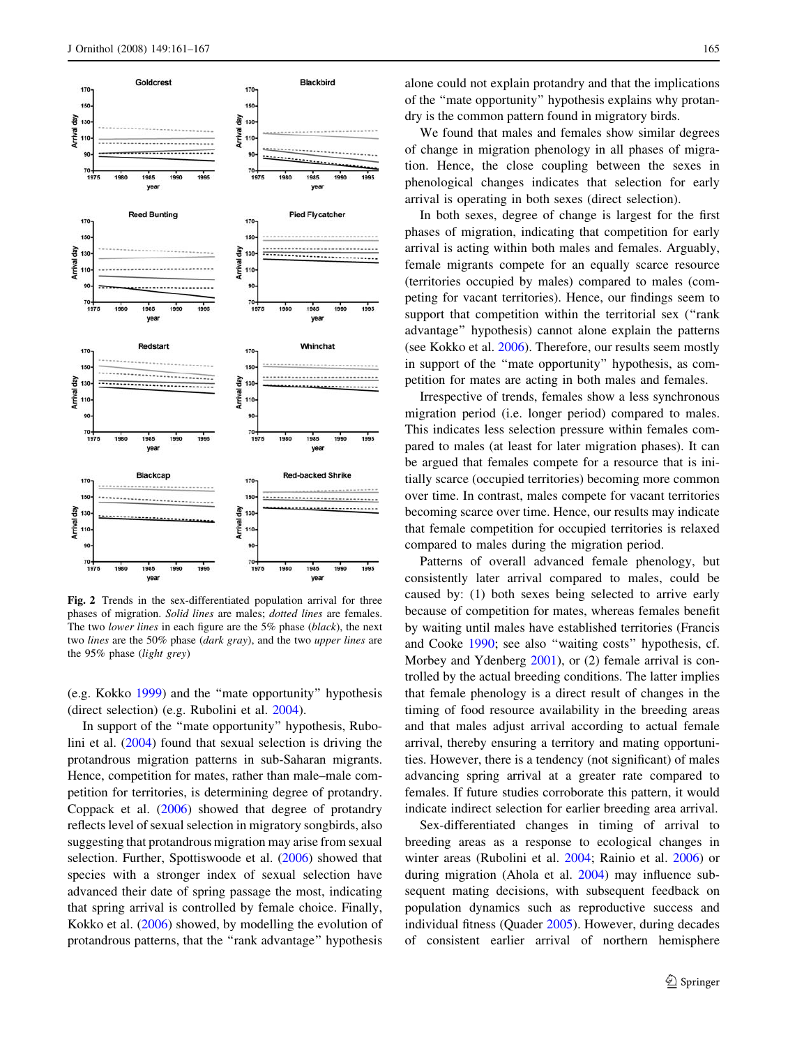Goldcrest

170
150
130
110
90
70

Arrival day

1975 1980 1985 1990 1995

year

Blackbird

170
150
130
110
90
70

Arrival day

1975 1980 1985 1990 1995

year

Reed Bunting

170
150
130
110
90
70

Arrival day

1975 1980 1985 1990 1995

year

Pied Flycatcher

170
150
130
110
90
70

Arrival day

1975 1980 1985 1990 1995

year

Redstart

170
150
130
110
90
70

Arrival day

1975 1980 1985 1990 1995

year

Whinchat

170
150
130
110
90
70

Arrival day

1975 1980 1985 1990 1995

year

Blackcap

170
150
130
110
90
70

Arrival day

1975 1980 1985 1990 1995

year

Red-backed Shrike

170
150
130
110
90
70

Arrival day

1975 1980 1985 1990 1995

year

**Fig. 2** Trends in the sex-differentiated population arrival for three phases of migration. *Solid lines* are males; *dotted lines* are females. The two *lower lines* in each figure are the 5% phase (*black*), the next two *lines* are the 50% phase (*dark gray*), and the two *upper lines* are the 95% phase (*light grey*)

(e.g. Kokko 1999) and the "mate opportunity" hypothesis (direct selection) (e.g. Rubolini et al. 2004).

In support of the "mate opportunity" hypothesis, Rubolini et al. (2004) found that sexual selection is driving the protandrous migration patterns in sub-Saharan migrants. Hence, competition for mates, rather than male–male competition for territories, is determining degree of protandry. Coppack et al. (2006) showed that degree of protandry reflects level of sexual selection in migratory songbirds, also suggesting that protandrous migration may arise from sexual selection. Further, Spottiswoode et al. (2006) showed that species with a stronger index of sexual selection have advanced their date of spring passage the most, indicating that spring arrival is controlled by female choice. Finally, Kokko et al. (2006) showed, by modelling the evolution of protandrous patterns, that the "rank advantage" hypothesis alone could not explain protandry and that the implications of the "mate opportunity" hypothesis explains why protandry is the common pattern found in migratory birds.

We found that males and females show similar degrees of change in migration phenology in all phases of migration. Hence, the close coupling between the sexes in phenological changes indicates that selection for early arrival is operating in both sexes (direct selection).

In both sexes, degree of change is largest for the first phases of migration, indicating that competition for early arrival is acting within both males and females. Arguably, female migrants compete for an equally scarce resource (territories occupied by males) compared to males (competing for vacant territories). Hence, our findings seem to support that competition within the territorial sex ("rank advantage" hypothesis) cannot alone explain the patterns (see Kokko et al. 2006). Therefore, our results seem mostly in support of the "mate opportunity" hypothesis, as competition for mates are acting in both males and females.

Irrespective of trends, females show a less synchronous migration period (i.e. longer period) compared to males. This indicates less selection pressure within females compared to males (at least for later migration phases). It can be argued that females compete for a resource that is initially scarce (occupied territories) becoming more common over time. In contrast, males compete for vacant territories becoming scarce over time. Hence, our results may indicate that female competition for occupied territories is relaxed compared to males during the migration period.

Patterns of overall advanced female phenology, but consistently later arrival compared to males, could be caused by: (1) both sexes being selected to arrive early because of competition for mates, whereas females benefit by waiting until males have established territories (Francis and Cooke 1990; see also "waiting costs" hypothesis, cf. Morbey and Ydenberg 2001), or (2) female arrival is controlled by the actual breeding conditions. The latter implies that female phenology is a direct result of changes in the timing of food resource availability in the breeding areas and that males adjust arrival according to actual female arrival, thereby ensuring a territory and mating opportunities. However, there is a tendency (not significant) of males advancing spring arrival at a greater rate compared to females. If future studies corroborate this pattern, it would indicate indirect selection for earlier breeding area arrival.

Sex-differentiated changes in timing of arrival to breeding areas as a response to ecological changes in winter areas (Rubolini et al. 2004; Rainio et al. 2006) or during migration (Ahola et al. 2004) may influence subsequent mating decisions, with subsequent feedback on population dynamics such as reproductive success and individual fitness (Quader 2005). However, during decades of consistent earlier arrival of northern hemisphere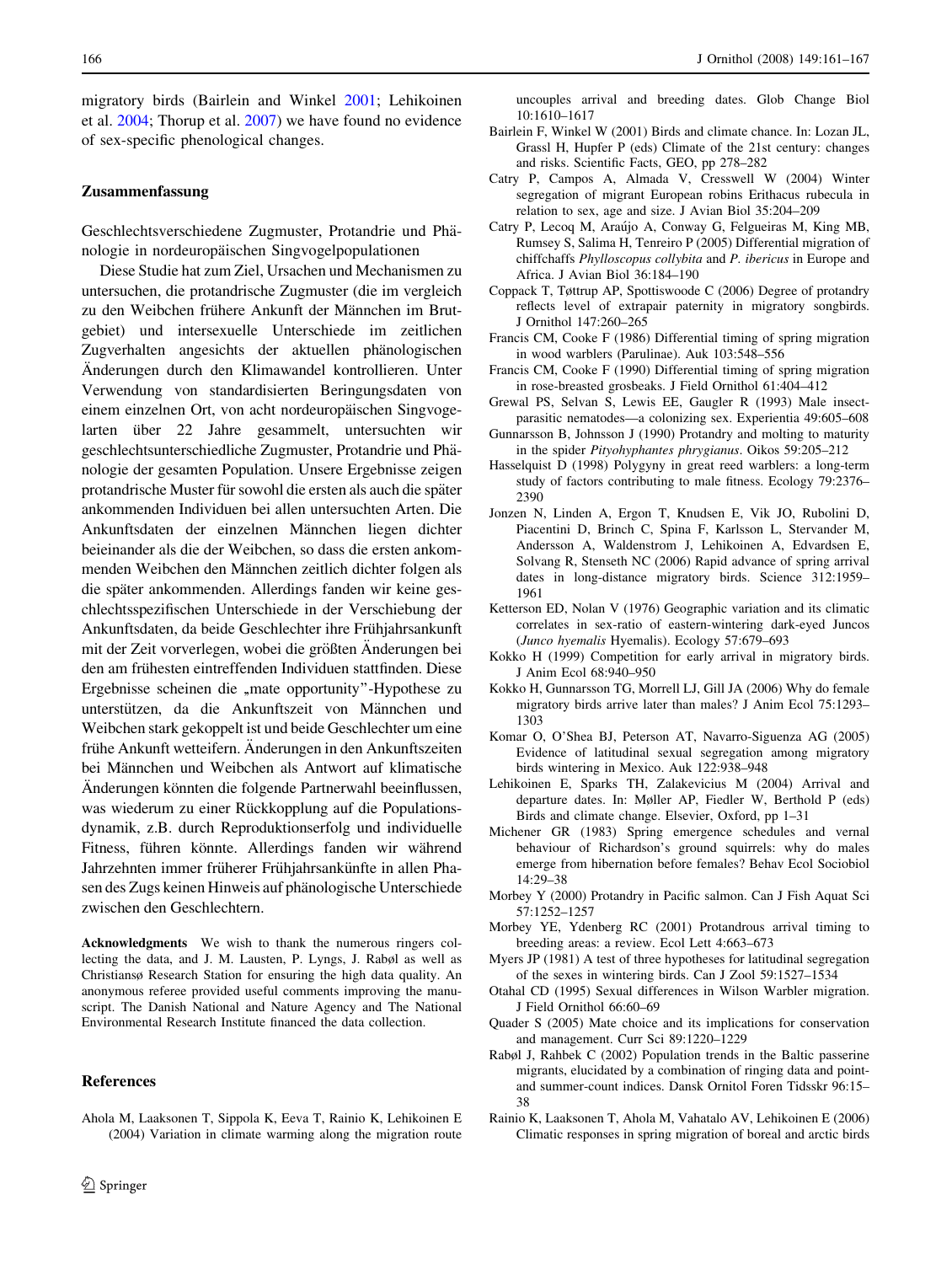migratory birds (Bairlein and Winkel 2001; Lehikoinen et al. 2004; Thorup et al. 2007) we have found no evidence of sex-specific phenological changes.

## Zusammenfassung

Geschlechtsverschiedene Zugmuster, Protandrie und Phänologie in nordeuropäischen Singvogelpopulationen

Diese Studie hat zum Ziel, Ursachen und Mechanismen zu untersuchen, die protandrische Zugmuster (die im vergleich zu den Weibchen frühere Ankunft der Männchen im Brutgebiet) und intersexuelle Unterschiede im zeitlichen Zugverhalten angesichts der aktuellen phänologischen Änderungen durch den Klimawandel kontrollieren. Unter Verwendung von standardisierten Beringungsdaten von einem einzelnen Ort, von acht nordeuropäischen Singvogelarten über 22 Jahre gesammelt, untersuchten wir geschlechtsunterschiedliche Zugmuster, Protandrie und Phänologie der gesamten Population. Unsere Ergebnisse zeigen protandrische Muster für sowohl die ersten als auch die später ankommenden Individuen bei allen untersuchten Arten. Die Ankunftsdaten der einzelnen Männchen liegen dichter beieinander als die der Weibchen, so dass die ersten ankommenden Weibchen den Männchen zeitlich dichter folgen als die später ankommenden. Allerdings fanden wir keine geschlechtsspezifischen Unterschiede in der Verschiebung der Ankunftsdaten, da beide Geschlechter ihre Frühjahrsankunft mit der Zeit vorverlegen, wobei die größten Änderungen bei den am frühesten eintreffenden Individuen stattfinden. Diese Ergebnisse scheinen die „mate opportunity"-Hypothese zu unterstützen, da die Ankunftszeit von Männchen und Weibchen stark gekoppelt ist und beide Geschlechter um eine frühe Ankunft wetteifern. Änderungen in den Ankunftszeiten bei Männchen und Weibchen als Antwort auf klimatische Änderungen könnten die folgende Partnerwahl beeinflussen, was wiederum zu einer Rückkopplung auf die Populationsdynamik, z.B. durch Reproduktionserfolg und individuelle Fitness, führen könnte. Allerdings fanden wir während Jahrzehnten immer früherer Frühjahrsankünfte in allen Phasen des Zugs keinen Hinweis auf phänologische Unterschiede zwischen den Geschlechtern.

**Acknowledgments** We wish to thank the numerous ringers collecting the data, and J. M. Lausten, P. Lyngs, J. Rabøl as well as Christiansø Research Station for ensuring the high data quality. An anonymous referee provided useful comments improving the manuscript. The Danish National and Nature Agency and The National Environmental Research Institute financed the data collection.

## References

Ahola M, Laaksonen T, Sippola K, Eeva T, Rainio K, Lehikoinen E (2004) Variation in climate warming along the migration route uncouples arrival and breeding dates. Glob Change Biol 10:1610–1617

Bairlein F, Winkel W (2001) Birds and climate chance. In: Lozan JL, Grassl H, Hupfer P (eds) Climate of the 21st century: changes and risks. Scientific Facts, GEO, pp 278–282

Catry P, Campos A, Almada V, Cresswell W (2004) Winter segregation of migrant European robins Erithacus rubecula in relation to sex, age and size. J Avian Biol 35:204–209

Catry P, Lecoq M, Araújo A, Conway G, Felgueiras M, King MB, Rumsey S, Salima H, Tenreiro P (2005) Differential migration of chiffchaffs *Phylloscopus collybita* and *P. ibericus* in Europe and Africa. J Avian Biol 36:184–190

Coppack T, Tøttrup AP, Spottiswoode C (2006) Degree of protandry reflects level of extrapair paternity in migratory songbirds. J Ornithol 147:260–265

Francis CM, Cooke F (1986) Differential timing of spring migration in wood warblers (Parulinae). Auk 103:548–556

Francis CM, Cooke F (1990) Differential timing of spring migration in rose-breasted grosbeaks. J Field Ornithol 61:404–412

Grewal PS, Selvan S, Lewis EE, Gaugler R (1993) Male insect-parasitic nematodes—a colonizing sex. Experientia 49:605–608

Gunnarsson B, Johnsson J (1990) Protandry and molting to maturity in the spider *Pityohyphantes phrygianus*. Oikos 59:205–212

Hasselquist D (1998) Polygyny in great reed warblers: a long-term study of factors contributing to male fitness. Ecology 79:2376–2390

Jonzen N, Linden A, Ergon T, Knudsen E, Vik JO, Rubolini D, Piacentini D, Brinch C, Spina F, Karlsson L, Stervander M, Andersson A, Waldenstrom J, Lehikoinen A, Edvardsen E, Solvang R, Stenseth NC (2006) Rapid advance of spring arrival dates in long-distance migratory birds. Science 312:1959–1961

Ketterson ED, Nolan V (1976) Geographic variation and its climatic correlates in sex-ratio of eastern-wintering dark-eyed Juncos (*Junco hyemalis* Hyemalis). Ecology 57:679–693

Kokko H (1999) Competition for early arrival in migratory birds. J Anim Ecol 68:940–950

Kokko H, Gunnarsson TG, Morrell LJ, Gill JA (2006) Why do female migratory birds arrive later than males? J Anim Ecol 75:1293–1303

Komar O, O'Shea BJ, Peterson AT, Navarro-Siguenza AG (2005) Evidence of latitudinal sexual segregation among migratory birds wintering in Mexico. Auk 122:938–948

Lehikoinen E, Sparks TH, Zalakevicius M (2004) Arrival and departure dates. In: Møller AP, Fiedler W, Berthold P (eds) Birds and climate change. Elsevier, Oxford, pp 1–31

Michener GR (1983) Spring emergence schedules and vernal behaviour of Richardson's ground squirrels: why do males emerge from hibernation before females? Behav Ecol Sociobiol 14:29–38

Morbey Y (2000) Protandry in Pacific salmon. Can J Fish Aquat Sci 57:1252–1257

Morbey YE, Ydenberg RC (2001) Protandrous arrival timing to breeding areas: a review. Ecol Lett 4:663–673

Myers JP (1981) A test of three hypotheses for latitudinal segregation of the sexes in wintering birds. Can J Zool 59:1527–1534

Otahal CD (1995) Sexual differences in Wilson Warbler migration. J Field Ornithol 66:60–69

Quader S (2005) Mate choice and its implications for conservation and management. Curr Sci 89:1220–1229

Rabøl J, Rahbek C (2002) Population trends in the Baltic passerine migrants, elucidated by a combination of ringing data and point- and summer-count indices. Dansk Ornitol Foren Tidsskr 96:15–38

Rainio K, Laaksonen T, Ahola M, Vahatalo AV, Lehikoinen E (2006) Climatic responses in spring migration of boreal and arctic birds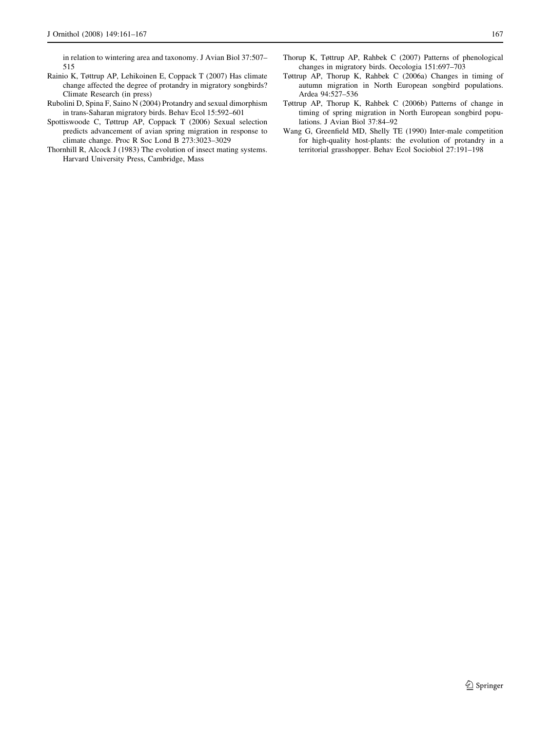in relation to wintering area and taxonomy. J Avian Biol 37:507–515

Rainio K, Tøttrup AP, Lehikoinen E, Coppack T (2007) Has climate change affected the degree of protandry in migratory songbirds? Climate Research (in press)

Rubolini D, Spina F, Saino N (2004) Protandry and sexual dimorphism in trans-Saharan migratory birds. Behav Ecol 15:592–601

Spottiswoode C, Tøttrup AP, Coppack T (2006) Sexual selection predicts advancement of avian spring migration in response to climate change. Proc R Soc Lond B 273:3023–3029

Thornhill R, Alcock J (1983) The evolution of insect mating systems. Harvard University Press, Cambridge, Mass

Thorup K, Tøttrup AP, Rahbek C (2007) Patterns of phenological changes in migratory birds. Oecologia 151:697–703

Tøttrup AP, Thorup K, Rahbek C (2006a) Changes in timing of autumn migration in North European songbird populations. Ardea 94:527–536

Tøttrup AP, Thorup K, Rahbek C (2006b) Patterns of change in timing of spring migration in North European songbird populations. J Avian Biol 37:84–92

Wang G, Greenfield MD, Shelly TE (1990) Inter-male competition for high-quality host-plants: the evolution of protandry in a territorial grasshopper. Behav Ecol Sociobiol 27:191–198